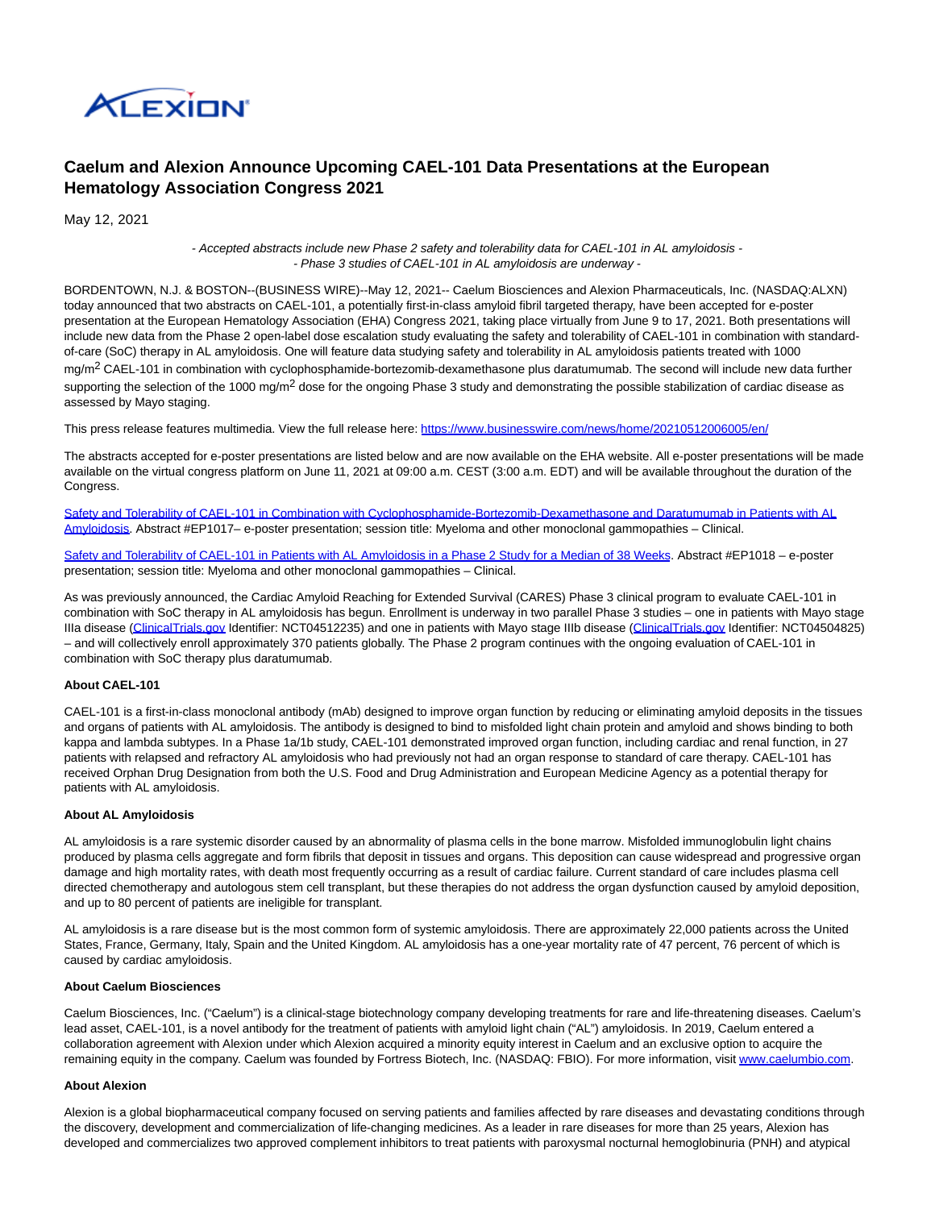# Caelum and Alexion Announce Upcoming CAEL-101 Data Presentations at the European Hematology Association Congress 2021

May 12, 2021

*- Accepted abstracts include new Phase 2 safety and tolerability data for CAEL-101 in AL amyloidosis -*
*- Phase 3 studies of CAEL-101 in AL amyloidosis are underway -*

BORDENTOWN, N.J. & BOSTON--(BUSINESS WIRE)--May 12, 2021-- Caelum Biosciences and Alexion Pharmaceuticals, Inc. (NASDAQ:ALXN) today announced that two abstracts on CAEL-101, a potentially first-in-class amyloid fibril targeted therapy, have been accepted for e-poster presentation at the European Hematology Association (EHA) Congress 2021, taking place virtually from June 9 to 17, 2021. Both presentations will include new data from the Phase 2 open-label dose escalation study evaluating the safety and tolerability of CAEL-101 in combination with standard-of-care (SoC) therapy in AL amyloidosis. One will feature data studying safety and tolerability in AL amyloidosis patients treated with 1000 $mg/m^2$ CAEL-101 in combination with cyclophosphamide-bortezomib-dexamethasone plus daratumumab. The second will include new data further supporting the selection of the 1000 $mg/m^2$ dose for the ongoing Phase 3 study and demonstrating the possible stabilization of cardiac disease as assessed by Mayo staging.

This press release features multimedia. View the full release here: https://www.businesswire.com/news/home/20210512006005/en/

The abstracts accepted for e-poster presentations are listed below and are now available on the EHA website. All e-poster presentations will be made available on the virtual congress platform on June 11, 2021 at 09:00 a.m. CEST (3:00 a.m. EDT) and will be available throughout the duration of the Congress.

Safety and Tolerability of CAEL-101 in Combination with Cyclophosphamide-Bortezomib-Dexamethasone and Daratumumab in Patients with AL Amyloidosis. Abstract #EP1017– e-poster presentation; session title: Myeloma and other monoclonal gammopathies – Clinical.

Safety and Tolerability of CAEL-101 in Patients with AL Amyloidosis in a Phase 2 Study for a Median of 38 Weeks. Abstract #EP1018 – e-poster presentation; session title: Myeloma and other monoclonal gammopathies – Clinical.

As was previously announced, the Cardiac Amyloid Reaching for Extended Survival (CARES) Phase 3 clinical program to evaluate CAEL-101 in combination with SoC therapy in AL amyloidosis has begun. Enrollment is underway in two parallel Phase 3 studies – one in patients with Mayo stage IIIa disease (ClinicalTrials.gov Identifier: NCT04512235) and one in patients with Mayo stage IIIb disease (ClinicalTrials.gov Identifier: NCT04504825) – and will collectively enroll approximately 370 patients globally. The Phase 2 program continues with the ongoing evaluation of CAEL-101 in combination with SoC therapy plus daratumumab.

**About CAEL-101**

CAEL-101 is a first-in-class monoclonal antibody (mAb) designed to improve organ function by reducing or eliminating amyloid deposits in the tissues and organs of patients with AL amyloidosis. The antibody is designed to bind to misfolded light chain protein and amyloid and shows binding to both kappa and lambda subtypes. In a Phase 1a/1b study, CAEL-101 demonstrated improved organ function, including cardiac and renal function, in 27 patients with relapsed and refractory AL amyloidosis who had previously not had an organ response to standard of care therapy. CAEL-101 has received Orphan Drug Designation from both the U.S. Food and Drug Administration and European Medicine Agency as a potential therapy for patients with AL amyloidosis.

**About AL Amyloidosis**

AL amyloidosis is a rare systemic disorder caused by an abnormality of plasma cells in the bone marrow. Misfolded immunoglobulin light chains produced by plasma cells aggregate and form fibrils that deposit in tissues and organs. This deposition can cause widespread and progressive organ damage and high mortality rates, with death most frequently occurring as a result of cardiac failure. Current standard of care includes plasma cell directed chemotherapy and autologous stem cell transplant, but these therapies do not address the organ dysfunction caused by amyloid deposition, and up to 80 percent of patients are ineligible for transplant.

AL amyloidosis is a rare disease but is the most common form of systemic amyloidosis. There are approximately 22,000 patients across the United States, France, Germany, Italy, Spain and the United Kingdom. AL amyloidosis has a one-year mortality rate of 47 percent, 76 percent of which is caused by cardiac amyloidosis.

**About Caelum Biosciences**

Caelum Biosciences, Inc. ("Caelum") is a clinical-stage biotechnology company developing treatments for rare and life-threatening diseases. Caelum's lead asset, CAEL-101, is a novel antibody for the treatment of patients with amyloid light chain ("AL") amyloidosis. In 2019, Caelum entered a collaboration agreement with Alexion under which Alexion acquired a minority equity interest in Caelum and an exclusive option to acquire the remaining equity in the company. Caelum was founded by Fortress Biotech, Inc. (NASDAQ: FBIO). For more information, visit www.caelumbio.com.

**About Alexion**

Alexion is a global biopharmaceutical company focused on serving patients and families affected by rare diseases and devastating conditions through the discovery, development and commercialization of life-changing medicines. As a leader in rare diseases for more than 25 years, Alexion has developed and commercializes two approved complement inhibitors to treat patients with paroxysmal nocturnal hemoglobinuria (PNH) and atypical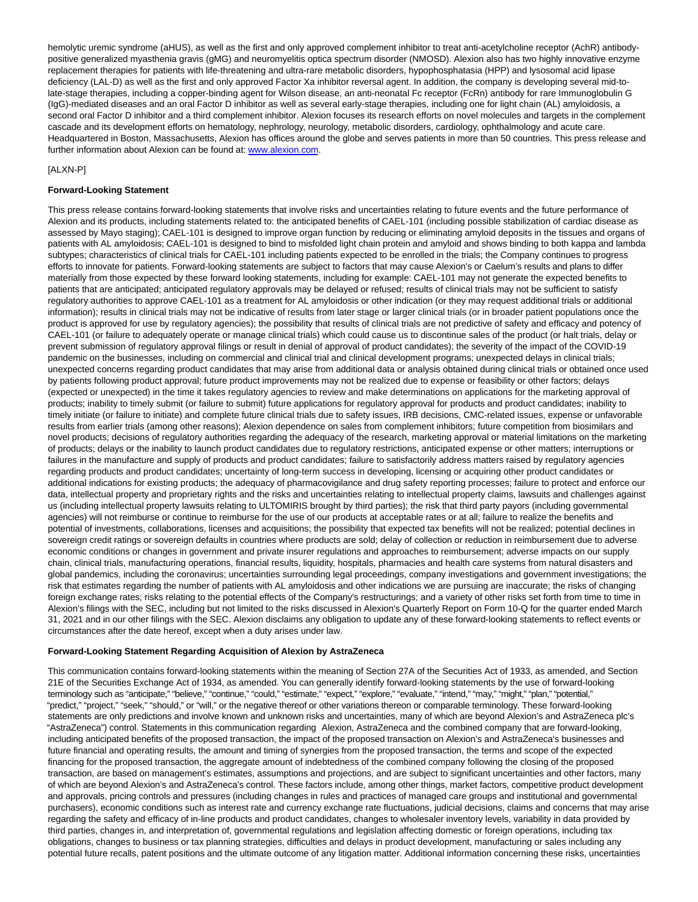hemolytic uremic syndrome (aHUS), as well as the first and only approved complement inhibitor to treat anti-acetylcholine receptor (AchR) antibody-positive generalized myasthenia gravis (gMG) and neuromyelitis optica spectrum disorder (NMOSD). Alexion also has two highly innovative enzyme replacement therapies for patients with life-threatening and ultra-rare metabolic disorders, hypophosphatasia (HPP) and lysosomal acid lipase deficiency (LAL-D) as well as the first and only approved Factor Xa inhibitor reversal agent. In addition, the company is developing several mid-to-late-stage therapies, including a copper-binding agent for Wilson disease, an anti-neonatal Fc receptor (FcRn) antibody for rare Immunoglobulin G (IgG)-mediated diseases and an oral Factor D inhibitor as well as several early-stage therapies, including one for light chain (AL) amyloidosis, a second oral Factor D inhibitor and a third complement inhibitor. Alexion focuses its research efforts on novel molecules and targets in the complement cascade and its development efforts on hematology, nephrology, neurology, metabolic disorders, cardiology, ophthalmology and acute care. Headquartered in Boston, Massachusetts, Alexion has offices around the globe and serves patients in more than 50 countries. This press release and further information about Alexion can be found at: www.alexion.com.

[ALXN-P]

**Forward-Looking Statement**

This press release contains forward-looking statements that involve risks and uncertainties relating to future events and the future performance of Alexion and its products, including statements related to: the anticipated benefits of CAEL-101 (including possible stabilization of cardiac disease as assessed by Mayo staging); CAEL-101 is designed to improve organ function by reducing or eliminating amyloid deposits in the tissues and organs of patients with AL amyloidosis; CAEL-101 is designed to bind to misfolded light chain protein and amyloid and shows binding to both kappa and lambda subtypes; characteristics of clinical trials for CAEL-101 including patients expected to be enrolled in the trials; the Company continues to progress efforts to innovate for patients. Forward-looking statements are subject to factors that may cause Alexion's or Caelum's results and plans to differ materially from those expected by these forward looking statements, including for example: CAEL-101 may not generate the expected benefits to patients that are anticipated; anticipated regulatory approvals may be delayed or refused; results of clinical trials may not be sufficient to satisfy regulatory authorities to approve CAEL-101 as a treatment for AL amyloidosis or other indication (or they may request additional trials or additional information); results in clinical trials may not be indicative of results from later stage or larger clinical trials (or in broader patient populations once the product is approved for use by regulatory agencies); the possibility that results of clinical trials are not predictive of safety and efficacy and potency of CAEL-101 (or failure to adequately operate or manage clinical trials) which could cause us to discontinue sales of the product (or halt trials, delay or prevent submission of regulatory approval filings or result in denial of approval of product candidates); the severity of the impact of the COVID-19 pandemic on the businesses, including on commercial and clinical trial and clinical development programs; unexpected delays in clinical trials; unexpected concerns regarding product candidates that may arise from additional data or analysis obtained during clinical trials or obtained once used by patients following product approval; future product improvements may not be realized due to expense or feasibility or other factors; delays (expected or unexpected) in the time it takes regulatory agencies to review and make determinations on applications for the marketing approval of products; inability to timely submit (or failure to submit) future applications for regulatory approval for products and product candidates; inability to timely initiate (or failure to initiate) and complete future clinical trials due to safety issues, IRB decisions, CMC-related issues, expense or unfavorable results from earlier trials (among other reasons); Alexion dependence on sales from complement inhibitors; future competition from biosimilars and novel products; decisions of regulatory authorities regarding the adequacy of the research, marketing approval or material limitations on the marketing of products; delays or the inability to launch product candidates due to regulatory restrictions, anticipated expense or other matters; interruptions or failures in the manufacture and supply of products and product candidates; failure to satisfactorily address matters raised by regulatory agencies regarding products and product candidates; uncertainty of long-term success in developing, licensing or acquiring other product candidates or additional indications for existing products; the adequacy of pharmacovigilance and drug safety reporting processes; failure to protect and enforce our data, intellectual property and proprietary rights and the risks and uncertainties relating to intellectual property claims, lawsuits and challenges against us (including intellectual property lawsuits relating to ULTOMIRIS brought by third parties); the risk that third party payors (including governmental agencies) will not reimburse or continue to reimburse for the use of our products at acceptable rates or at all; failure to realize the benefits and potential of investments, collaborations, licenses and acquisitions; the possibility that expected tax benefits will not be realized; potential declines in sovereign credit ratings or sovereign defaults in countries where products are sold; delay of collection or reduction in reimbursement due to adverse economic conditions or changes in government and private insurer regulations and approaches to reimbursement; adverse impacts on our supply chain, clinical trials, manufacturing operations, financial results, liquidity, hospitals, pharmacies and health care systems from natural disasters and global pandemics, including the coronavirus; uncertainties surrounding legal proceedings, company investigations and government investigations; the risk that estimates regarding the number of patients with AL amyloidosis and other indications we are pursuing are inaccurate; the risks of changing foreign exchange rates; risks relating to the potential effects of the Company's restructurings; and a variety of other risks set forth from time to time in Alexion's filings with the SEC, including but not limited to the risks discussed in Alexion's Quarterly Report on Form 10-Q for the quarter ended March 31, 2021 and in our other filings with the SEC. Alexion disclaims any obligation to update any of these forward-looking statements to reflect events or circumstances after the date hereof, except when a duty arises under law.

**Forward-Looking Statement Regarding Acquisition of Alexion by AstraZeneca**

This communication contains forward-looking statements within the meaning of Section 27A of the Securities Act of 1933, as amended, and Section 21E of the Securities Exchange Act of 1934, as amended. You can generally identify forward-looking statements by the use of forward-looking terminology such as "anticipate," "believe," "continue," "could," "estimate," "expect," "explore," "evaluate," "intend," "may," "might," "plan," "potential," "predict," "project," "seek," "should," or "will," or the negative thereof or other variations thereon or comparable terminology. These forward-looking statements are only predictions and involve known and unknown risks and uncertainties, many of which are beyond Alexion's and AstraZeneca plc's "AstraZeneca") control. Statements in this communication regarding Alexion, AstraZeneca and the combined company that are forward-looking, including anticipated benefits of the proposed transaction, the impact of the proposed transaction on Alexion's and AstraZeneca's businesses and future financial and operating results, the amount and timing of synergies from the proposed transaction, the terms and scope of the expected financing for the proposed transaction, the aggregate amount of indebtedness of the combined company following the closing of the proposed transaction, are based on management's estimates, assumptions and projections, and are subject to significant uncertainties and other factors, many of which are beyond Alexion's and AstraZeneca's control. These factors include, among other things, market factors, competitive product development and approvals, pricing controls and pressures (including changes in rules and practices of managed care groups and institutional and governmental purchasers), economic conditions such as interest rate and currency exchange rate fluctuations, judicial decisions, claims and concerns that may arise regarding the safety and efficacy of in-line products and product candidates, changes to wholesaler inventory levels, variability in data provided by third parties, changes in, and interpretation of, governmental regulations and legislation affecting domestic or foreign operations, including tax obligations, changes to business or tax planning strategies, difficulties and delays in product development, manufacturing or sales including any potential future recalls, patent positions and the ultimate outcome of any litigation matter. Additional information concerning these risks, uncertainties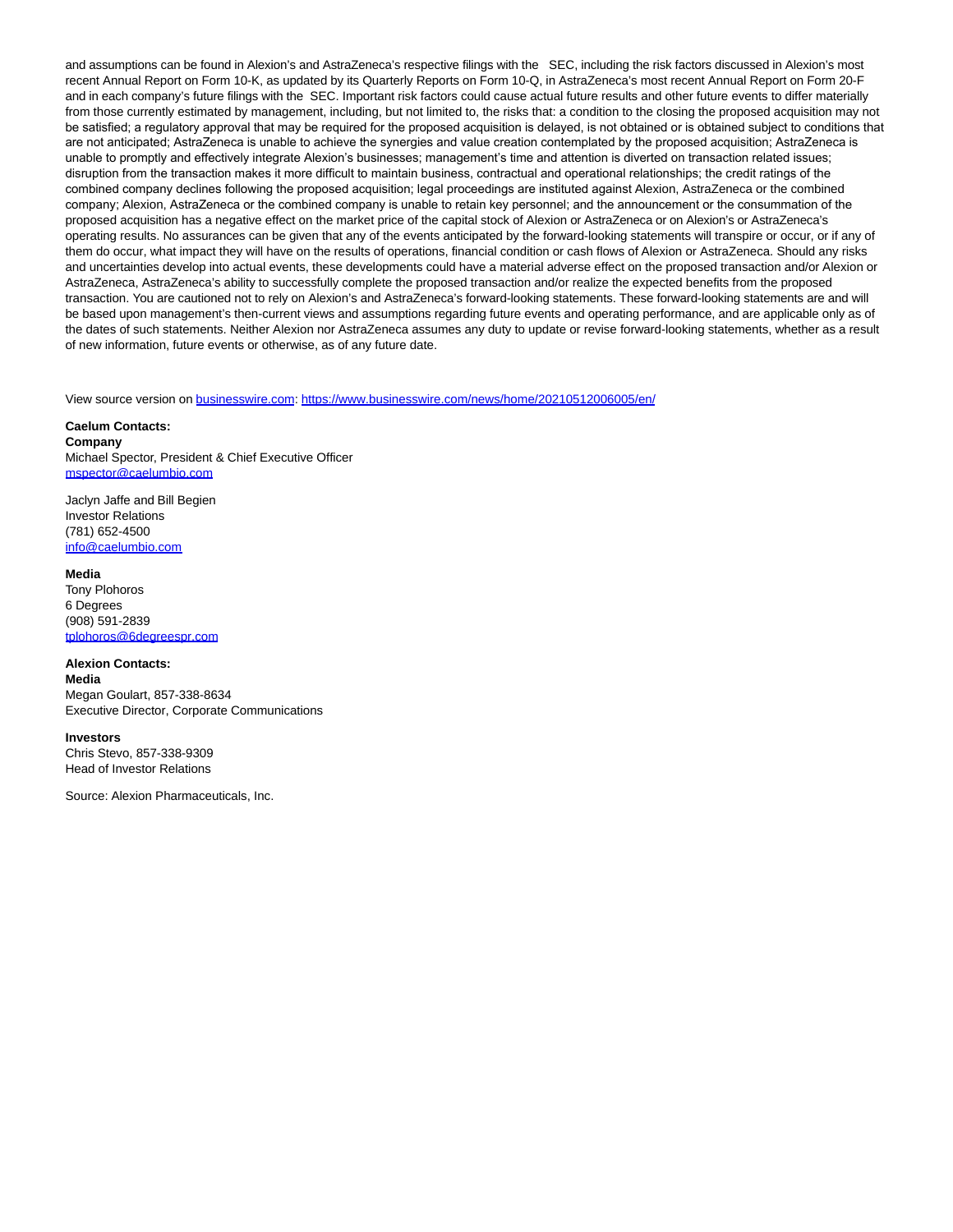and assumptions can be found in Alexion's and AstraZeneca's respective filings with the SEC, including the risk factors discussed in Alexion's most recent Annual Report on Form 10-K, as updated by its Quarterly Reports on Form 10-Q, in AstraZeneca's most recent Annual Report on Form 20-F and in each company's future filings with the SEC. Important risk factors could cause actual future results and other future events to differ materially from those currently estimated by management, including, but not limited to, the risks that: a condition to the closing the proposed acquisition may not be satisfied; a regulatory approval that may be required for the proposed acquisition is delayed, is not obtained or is obtained subject to conditions that are not anticipated; AstraZeneca is unable to achieve the synergies and value creation contemplated by the proposed acquisition; AstraZeneca is unable to promptly and effectively integrate Alexion's businesses; management's time and attention is diverted on transaction related issues; disruption from the transaction makes it more difficult to maintain business, contractual and operational relationships; the credit ratings of the combined company declines following the proposed acquisition; legal proceedings are instituted against Alexion, AstraZeneca or the combined company; Alexion, AstraZeneca or the combined company is unable to retain key personnel; and the announcement or the consummation of the proposed acquisition has a negative effect on the market price of the capital stock of Alexion or AstraZeneca or on Alexion's or AstraZeneca's operating results. No assurances can be given that any of the events anticipated by the forward-looking statements will transpire or occur, or if any of them do occur, what impact they will have on the results of operations, financial condition or cash flows of Alexion or AstraZeneca. Should any risks and uncertainties develop into actual events, these developments could have a material adverse effect on the proposed transaction and/or Alexion or AstraZeneca, AstraZeneca's ability to successfully complete the proposed transaction and/or realize the expected benefits from the proposed transaction. You are cautioned not to rely on Alexion's and AstraZeneca's forward-looking statements. These forward-looking statements are and will be based upon management's then-current views and assumptions regarding future events and operating performance, and are applicable only as of the dates of such statements. Neither Alexion nor AstraZeneca assumes any duty to update or revise forward-looking statements, whether as a result of new information, future events or otherwise, as of any future date.

View source version on businesswire.com: https://www.businesswire.com/news/home/20210512006005/en/

**Caelum Contacts:**
**Company**
Michael Spector, President & Chief Executive Officer
mspector@caelumbio.com

Jaclyn Jaffe and Bill Begien
Investor Relations
(781) 652-4500
info@caelumbio.com

**Media**
Tony Plohoros
6 Degrees
(908) 591-2839
tplohoros@6degreespr.com

**Alexion Contacts:**
**Media**
Megan Goulart, 857-338-8634
Executive Director, Corporate Communications

**Investors**
Chris Stevo, 857-338-9309
Head of Investor Relations

Source: Alexion Pharmaceuticals, Inc.